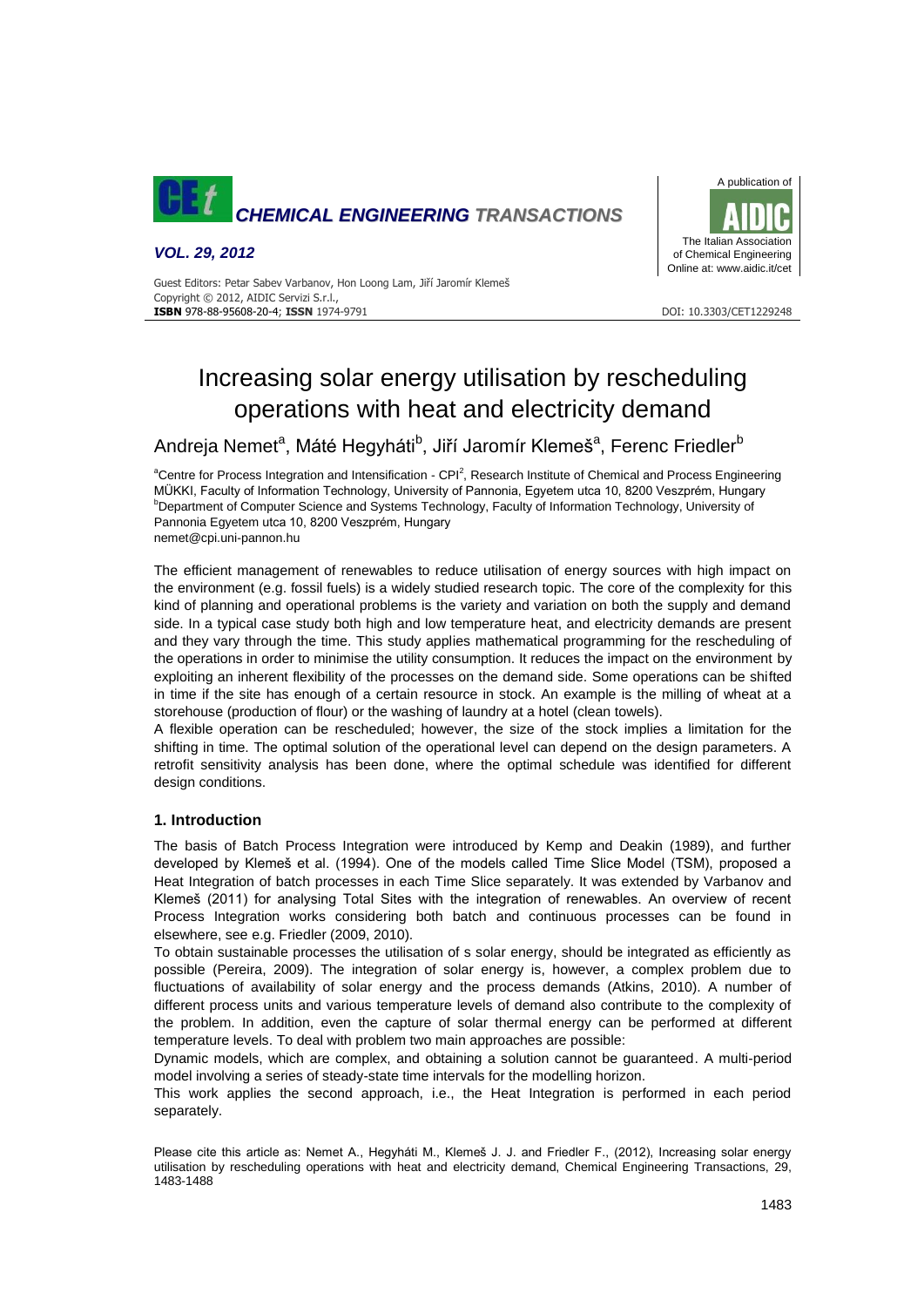# Increasing solar energy utilisation by rescheduling operations with heat and electricity demand

Andreja Nemet[a], Máté Hegyháti[b], Jiří Jaromír Klemeš[a], Ferenc Friedler[b]

[a]Centre for Process Integration and Intensification - CPI[2], Research Institute of Chemical and Process Engineering MÜKKI, Faculty of Information Technology, University of Pannonia, Egyetem utca 10, 8200 Veszprém, Hungary
[b]Department of Computer Science and Systems Technology, Faculty of Information Technology, University of Pannonia Egyetem utca 10, 8200 Veszprém, Hungary
nemet@cpi.uni-pannon.hu

The efficient management of renewables to reduce utilisation of energy sources with high impact on the environment (e.g. fossil fuels) is a widely studied research topic. The core of the complexity for this kind of planning and operational problems is the variety and variation on both the supply and demand side. In a typical case study both high and low temperature heat, and electricity demands are present and they vary through the time. This study applies mathematical programming for the rescheduling of the operations in order to minimise the utility consumption. It reduces the impact on the environment by exploiting an inherent flexibility of the processes on the demand side. Some operations can be shifted in time if the site has enough of a certain resource in stock. An example is the milling of wheat at a storehouse (production of flour) or the washing of laundry at a hotel (clean towels).

A flexible operation can be rescheduled; however, the size of the stock implies a limitation for the shifting in time. The optimal solution of the operational level can depend on the design parameters. A retrofit sensitivity analysis has been done, where the optimal schedule was identified for different design conditions.

## 1. Introduction

The basis of Batch Process Integration were introduced by Kemp and Deakin (1989), and further developed by Klemeš et al. (1994). One of the models called Time Slice Model (TSM), proposed a Heat Integration of batch processes in each Time Slice separately. It was extended by Varbanov and Klemeš (2011) for analysing Total Sites with the integration of renewables. An overview of recent Process Integration works considering both batch and continuous processes can be found in elsewhere, see e.g. Friedler (2009, 2010).

To obtain sustainable processes the utilisation of s solar energy, should be integrated as efficiently as possible (Pereira, 2009). The integration of solar energy is, however, a complex problem due to fluctuations of availability of solar energy and the process demands (Atkins, 2010). A number of different process units and various temperature levels of demand also contribute to the complexity of the problem. In addition, even the capture of solar thermal energy can be performed at different temperature levels. To deal with problem two main approaches are possible:

Dynamic models, which are complex, and obtaining a solution cannot be guaranteed. A multi-period model involving a series of steady-state time intervals for the modelling horizon.

This work applies the second approach, i.e., the Heat Integration is performed in each period separately.

Please cite this article as: Nemet A., Hegyháti M., Klemeš J. J. and Friedler F., (2012), Increasing solar energy utilisation by rescheduling operations with heat and electricity demand, Chemical Engineering Transactions, 29, 1483-1488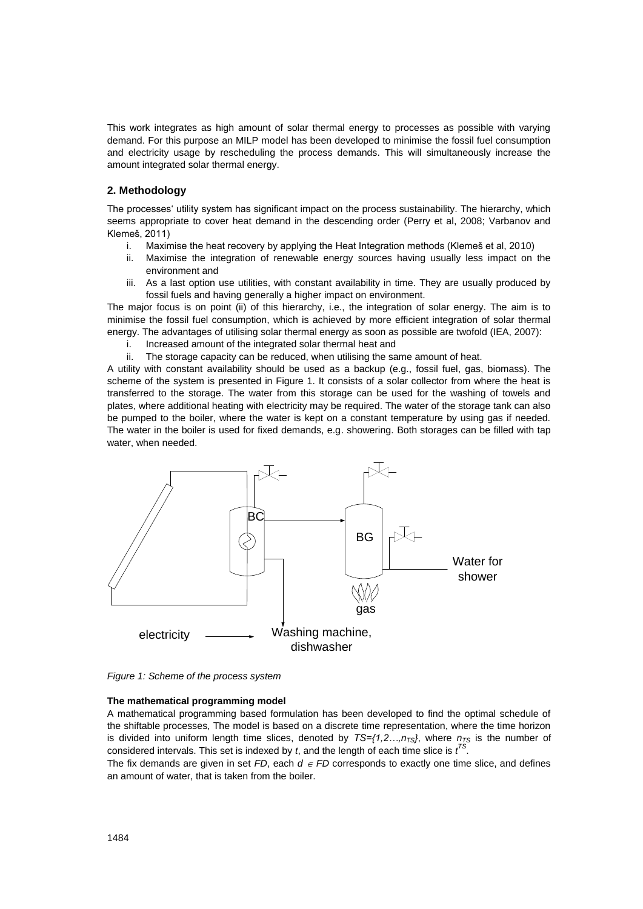This work integrates as high amount of solar thermal energy to processes as possible with varying demand. For this purpose an MILP model has been developed to minimise the fossil fuel consumption and electricity usage by rescheduling the process demands. This will simultaneously increase the amount integrated solar thermal energy.

## 2. Methodology

The processes' utility system has significant impact on the process sustainability. The hierarchy, which seems appropriate to cover heat demand in the descending order (Perry et al, 2008; Varbanov and Klemeš, 2011)

i. Maximise the heat recovery by applying the Heat Integration methods (Klemeš et al, 2010)
ii. Maximise the integration of renewable energy sources having usually less impact on the environment and
iii. As a last option use utilities, with constant availability in time. They are usually produced by fossil fuels and having generally a higher impact on environment.

The major focus is on point (ii) of this hierarchy, i.e., the integration of solar energy. The aim is to minimise the fossil fuel consumption, which is achieved by more efficient integration of solar thermal energy. The advantages of utilising solar thermal energy as soon as possible are twofold (IEA, 2007):

i. Increased amount of the integrated solar thermal heat and
ii. The storage capacity can be reduced, when utilising the same amount of heat.

A utility with constant availability should be used as a backup (e.g., fossil fuel, gas, biomass). The scheme of the system is presented in Figure 1. It consists of a solar collector from where the heat is transferred to the storage. The water from this storage can be used for the washing of towels and plates, where additional heating with electricity may be required. The water of the storage tank can also be pumped to the boiler, where the water is kept on a constant temperature by using gas if needed. The water in the boiler is used for fixed demands, e.g. showering. Both storages can be filled with tap water, when needed.

*Figure 1: Scheme of the process system*

**The mathematical programming model**

A mathematical programming based formulation has been developed to find the optimal schedule of the shiftable processes, The model is based on a discrete time representation, where the time horizon is divided into uniform length time slices, denoted by $TS=\{1,2\ldots,n_{TS}\}$, where $n_{TS}$ is the number of considered intervals. This set is indexed by $t$, and the length of each time slice is $t^{TS}$.

The fix demands are given in set $FD$, each $d \in FD$ corresponds to exactly one time slice, and defines an amount of water, that is taken from the boiler.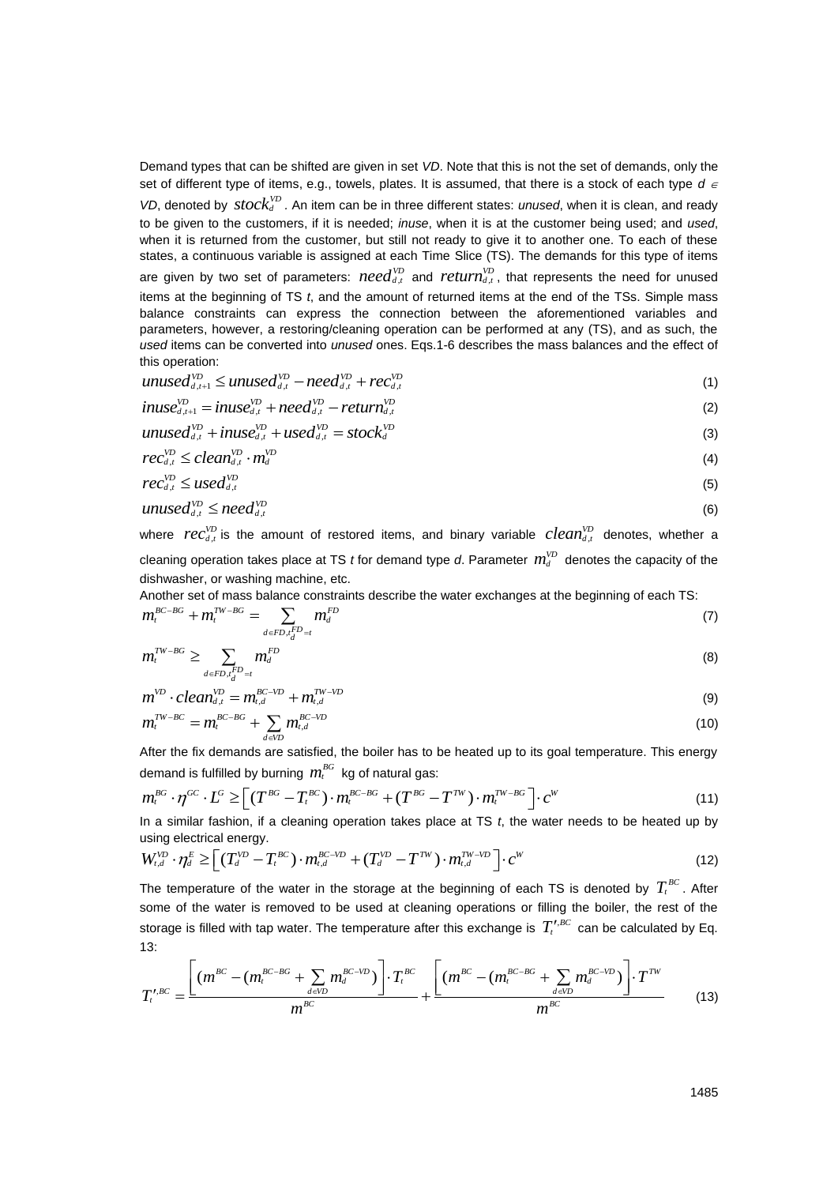Demand types that can be shifted are given in set *VD*. Note that this is not the set of demands, only the set of different type of items, e.g., towels, plates. It is assumed, that there is a stock of each type $d \in VD$, denoted by $stock_d^{VD}$. An item can be in three different states: *unused*, when it is clean, and ready to be given to the customers, if it is needed; *inuse*, when it is at the customer being used; and *used*, when it is returned from the customer, but still not ready to give it to another one. To each of these states, a continuous variable is assigned at each Time Slice (TS). The demands for this type of items are given by two set of parameters: $need_{d,t}^{VD}$ and $return_{d,t}^{VD}$, that represents the need for unused items at the beginning of TS *t*, and the amount of returned items at the end of the TSs. Simple mass balance constraints can express the connection between the aforementioned variables and parameters, however, a restoring/cleaning operation can be performed at any (TS), and as such, the *used* items can be converted into *unused* ones. Eqs.1-6 describes the mass balances and the effect of this operation:

$$unused_{d,t+1}^{VD} \leq unused_{d,t}^{VD} - need_{d,t}^{VD} + rec_{d,t}^{VD} \tag{1}$$

$$inuse_{d,t+1}^{VD} = inuse_{d,t}^{VD} + need_{d,t}^{VD} - return_{d,t}^{VD} \tag{2}$$

$$unused_{d,t}^{VD} + inuse_{d,t}^{VD} + used_{d,t}^{VD} = stock_d^{VD} \tag{3}$$

$$rec_{d,t}^{VD} \leq clean_{d,t}^{VD} \cdot m_d^{VD} \tag{4}$$

$$rec_{d,t}^{VD} \leq used_{d,t}^{VD} \tag{5}$$

$$unused_{d,t}^{VD} \leq need_{d,t}^{VD} \tag{6}$$

where $rec_{d,t}^{VD}$ is the amount of restored items, and binary variable $clean_{d,t}^{VD}$ denotes, whether a cleaning operation takes place at TS *t* for demand type *d*. Parameter $m_d^{VD}$ denotes the capacity of the dishwasher, or washing machine, etc.

Another set of mass balance constraints describe the water exchanges at the beginning of each TS:

$$m_t^{BC-BG} + m_t^{TW-BG} = \sum_{d \in FD, t_d^{FD} = t} m_d^{FD} \tag{7}$$

$$m_t^{TW-BG} \geq \sum_{d \in FD, t_d^{FD} = t} m_d^{FD} \tag{8}$$

$$m^{VD} \cdot clean_{d,t}^{VD} = m_{t,d}^{BC-VD} + m_{t,d}^{TW-VD} \tag{9}$$

$$m_t^{TW-BC} = m_t^{BC-BG} + \sum_{d \in VD} m_{t,d}^{BC-VD} \tag{10}$$

After the fix demands are satisfied, the boiler has to be heated up to its goal temperature. This energy demand is fulfilled by burning $m_t^{BG}$ kg of natural gas:

$$m_t^{BG} \cdot \eta^{GC} \cdot L^G \geq \left[ (T^{BG} - T_t^{BC}) \cdot m_t^{BC-BG} + (T^{BG} - T^{TW}) \cdot m_t^{TW-BG} \right] \cdot c^W \tag{11}$$

In a similar fashion, if a cleaning operation takes place at TS *t*, the water needs to be heated up by using electrical energy.

$$W_{t,d}^{VD} \cdot \eta_d^E \geq \left[ (T_d^{VD} - T_t^{BC}) \cdot m_{t,d}^{BC-VD} + (T_d^{VD} - T^{TW}) \cdot m_{t,d}^{TW-VD} \right] \cdot c^W \tag{12}$$

The temperature of the water in the storage at the beginning of each TS is denoted by $T_t^{BC}$. After some of the water is removed to be used at cleaning operations or filling the boiler, the rest of the storage is filled with tap water. The temperature after this exchange is $T_t'^{,BC}$ can be calculated by Eq. 13:

$$T_t'^{,BC} = \frac{\left[ (m^{BC} - (m_t^{BC-BG} + \sum_{d \in VD} m_d^{BC-VD}) \right] \cdot T_t^{BC}}{m^{BC}} + \frac{\left[ (m^{BC} - (m_t^{BC-BG} + \sum_{d \in VD} m_d^{BC-VD}) \right] \cdot T^{TW}}{m^{BC}} \tag{13}$$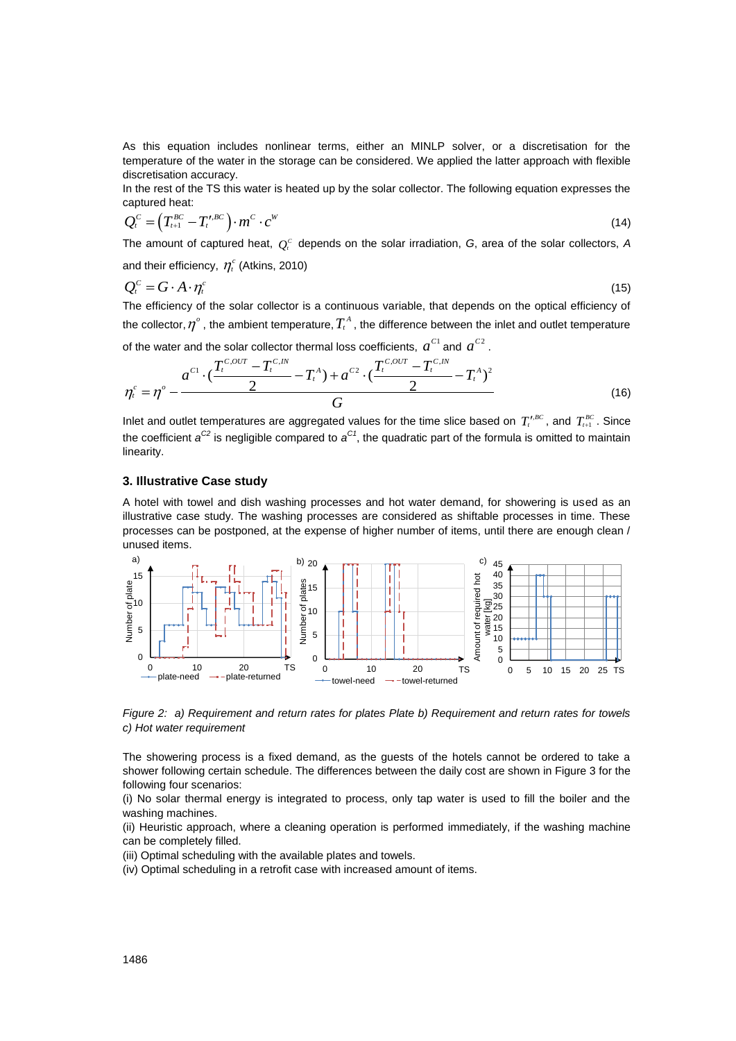As this equation includes nonlinear terms, either an MINLP solver, or a discretisation for the temperature of the water in the storage can be considered. We applied the latter approach with flexible discretisation accuracy.

In the rest of the TS this water is heated up by the solar collector. The following equation expresses the captured heat:

$$Q_t^C = \left(T_{t+1}^{BC} - T_t'^{,BC}\right) \cdot m^C \cdot c^W \tag{14}$$

The amount of captured heat, $Q_t^C$ depends on the solar irradiation, $G$, area of the solar collectors, $A$ and their efficiency, $\eta_t^c$ (Atkins, 2010)

$$Q_t^C = G \cdot A \cdot \eta_t^c \tag{15}$$

The efficiency of the solar collector is a continuous variable, that depends on the optical efficiency of the collector, $\eta^o$, the ambient temperature, $T_t^A$, the difference between the inlet and outlet temperature of the water and the solar collector thermal loss coefficients, $a^{C1}$ and $a^{C2}$.

$$\eta_t^c = \eta^o - \frac{a^{C1} \cdot \left(\dfrac{T_t^{C,OUT} - T_t^{C,IN}}{2} - T_t^A\right) + a^{C2} \cdot \left(\dfrac{T_t^{C,OUT} - T_t^{C,IN}}{2} - T_t^A\right)^2}{G} \tag{16}$$

Inlet and outlet temperatures are aggregated values for the time slice based on $T_t'^{,BC}$, and $T_{t+1}^{BC}$. Since the coefficient $a^{C2}$ is negligible compared to $a^{C1}$, the quadratic part of the formula is omitted to maintain linearity.

### 3. Illustrative Case study

A hotel with towel and dish washing processes and hot water demand, for showering is used as an illustrative case study. The washing processes are considered as shiftable processes in time. These processes can be postponed, at the expense of higher number of items, until there are enough clean / unused items.

*Figure 2: a) Requirement and return rates for plates Plate b) Requirement and return rates for towels c) Hot water requirement*

The showering process is a fixed demand, as the guests of the hotels cannot be ordered to take a shower following certain schedule. The differences between the daily cost are shown in Figure 3 for the following four scenarios:

(i) No solar thermal energy is integrated to process, only tap water is used to fill the boiler and the washing machines.

(ii) Heuristic approach, where a cleaning operation is performed immediately, if the washing machine can be completely filled.

(iii) Optimal scheduling with the available plates and towels.

(iv) Optimal scheduling in a retrofit case with increased amount of items.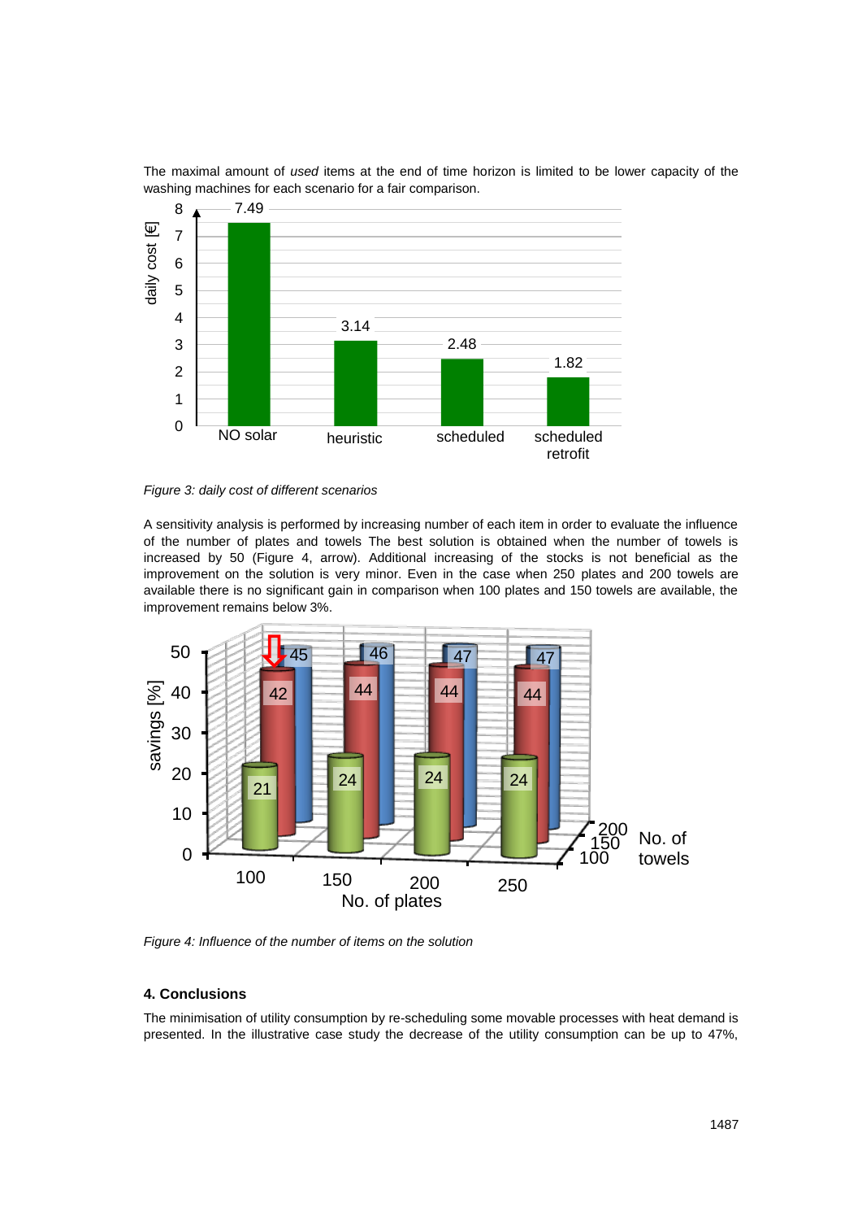The maximal amount of *used* items at the end of time horizon is limited to be lower capacity of the washing machines for each scenario for a fair comparison.

Figure 3: *daily cost of different scenarios*

A sensitivity analysis is performed by increasing number of each item in order to evaluate the influence of the number of plates and towels The best solution is obtained when the number of towels is increased by 50 (Figure 4, arrow). Additional increasing of the stocks is not beneficial as the improvement on the solution is very minor. Even in the case when 250 plates and 200 towels are available there is no significant gain in comparison when 100 plates and 150 towels are available, the improvement remains below 3%.

*Figure 4: Influence of the number of items on the solution*

### 4. Conclusions

The minimisation of utility consumption by re-scheduling some movable processes with heat demand is presented. In the illustrative case study the decrease of the utility consumption can be up to 47%,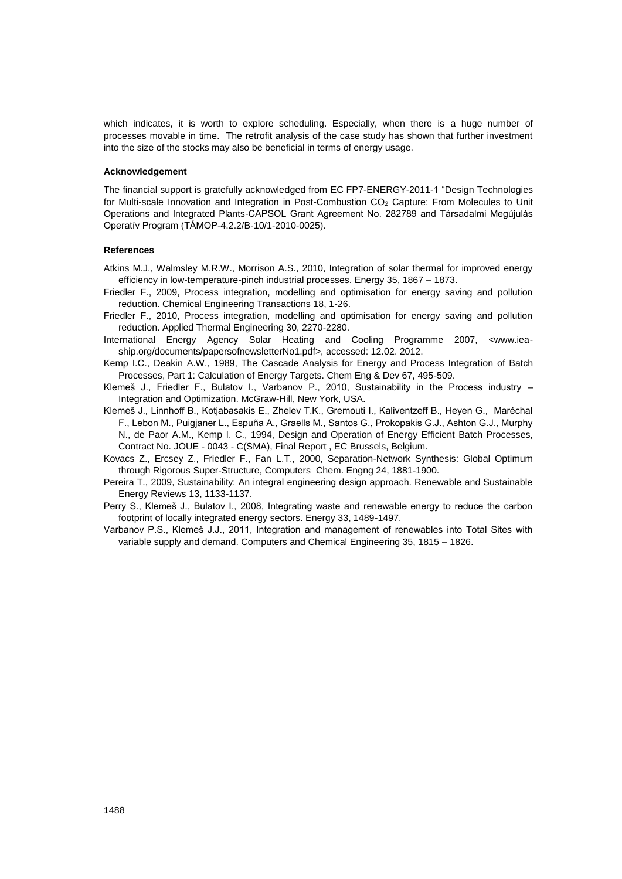which indicates, it is worth to explore scheduling. Especially, when there is a huge number of processes movable in time. The retrofit analysis of the case study has shown that further investment into the size of the stocks may also be beneficial in terms of energy usage.

### Acknowledgement

The financial support is gratefully acknowledged from EC FP7-ENERGY-2011-1 "Design Technologies for Multi-scale Innovation and Integration in Post-Combustion $CO_2$ Capture: From Molecules to Unit Operations and Integrated Plants-CAPSOL Grant Agreement No. 282789 and Társadalmi Megújulás Operatív Program (TÁMOP-4.2.2/B-10/1-2010-0025).

### References

Atkins M.J., Walmsley M.R.W., Morrison A.S., 2010, Integration of solar thermal for improved energy efficiency in low-temperature-pinch industrial processes. Energy 35, 1867 – 1873.

Friedler F., 2009, Process integration, modelling and optimisation for energy saving and pollution reduction. Chemical Engineering Transactions 18, 1-26.

Friedler F., 2010, Process integration, modelling and optimisation for energy saving and pollution reduction. Applied Thermal Engineering 30, 2270-2280.

International Energy Agency Solar Heating and Cooling Programme 2007, <www.iea-ship.org/documents/papersofnewsletterNo1.pdf>, accessed: 12.02. 2012.

Kemp I.C., Deakin A.W., 1989, The Cascade Analysis for Energy and Process Integration of Batch Processes, Part 1: Calculation of Energy Targets. Chem Eng & Dev 67, 495-509.

Klemeš J., Friedler F., Bulatov I., Varbanov P., 2010, Sustainability in the Process industry – Integration and Optimization. McGraw-Hill, New York, USA.

Klemeš J., Linnhoff B., Kotjabasakis E., Zhelev T.K., Gremouti I., Kaliventzeff B., Heyen G., Maréchal F., Lebon M., Puigjaner L., Espuña A., Graells M., Santos G., Prokopakis G.J., Ashton G.J., Murphy N., de Paor A.M., Kemp I. C., 1994, Design and Operation of Energy Efficient Batch Processes, Contract No. JOUE - 0043 - C(SMA), Final Report , EC Brussels, Belgium.

Kovacs Z., Ercsey Z., Friedler F., Fan L.T., 2000, Separation-Network Synthesis: Global Optimum through Rigorous Super-Structure, Computers Chem. Engng 24, 1881-1900.

Pereira T., 2009, Sustainability: An integral engineering design approach. Renewable and Sustainable Energy Reviews 13, 1133-1137.

Perry S., Klemeš J., Bulatov I., 2008, Integrating waste and renewable energy to reduce the carbon footprint of locally integrated energy sectors. Energy 33, 1489-1497.

Varbanov P.S., Klemeš J.J., 2011, Integration and management of renewables into Total Sites with variable supply and demand. Computers and Chemical Engineering 35, 1815 – 1826.